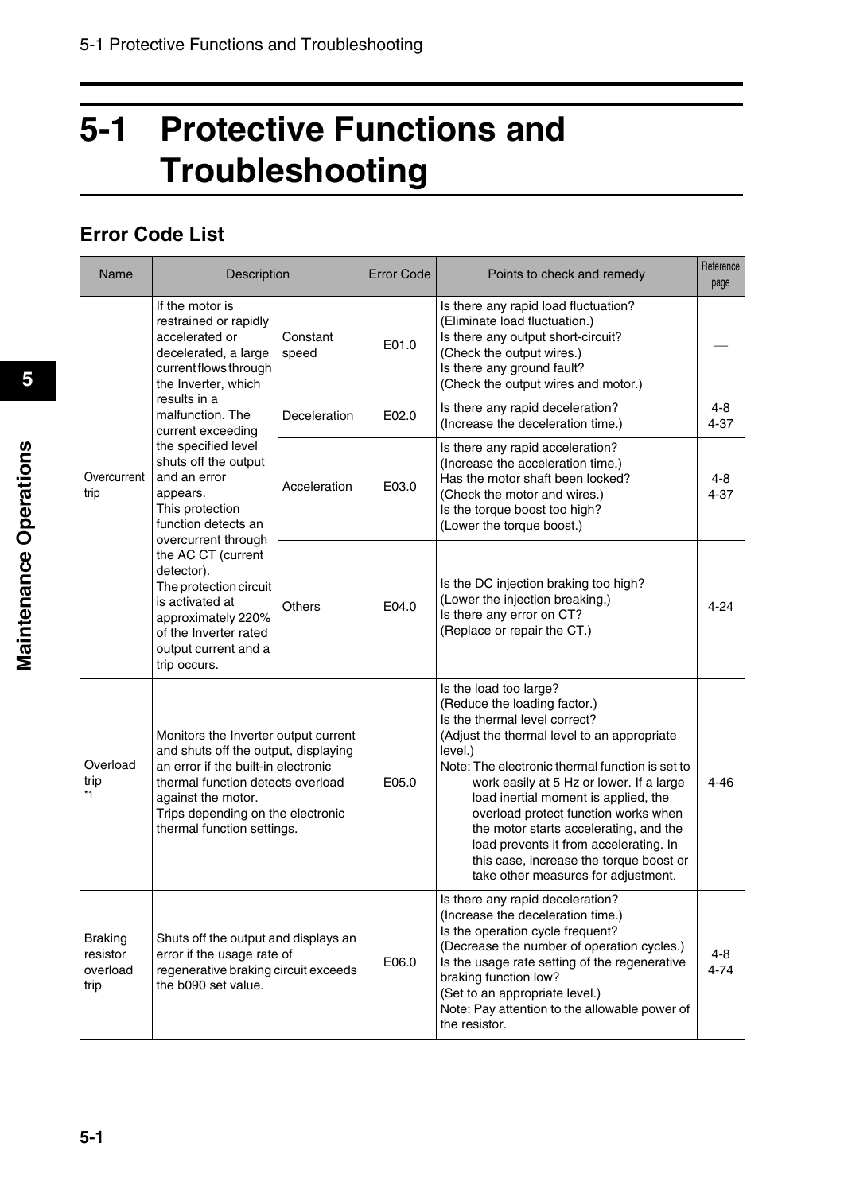# 5-1 Protective Functions and Troubleshooting

## Error Code List

| Name | Description | | Error Code | Points to check and remedy | Reference page |
|---|---|---|---|---|---|
| Overcurrent trip | If the motor is restrained or rapidly accelerated or decelerated, a large current flows through the Inverter, which results in a malfunction. The current exceeding the specified level shuts off the output and an error appears. This protection function detects an overcurrent through the AC CT (current detector). The protection circuit is activated at approximately 220% of the Inverter rated output current and a trip occurs. | Constant speed | E01.0 | Is there any rapid load fluctuation? (Eliminate load fluctuation.) Is there any output short-circuit? (Check the output wires.) Is there any ground fault? (Check the output wires and motor.) | — |
| | | Deceleration | E02.0 | Is there any rapid deceleration? (Increase the deceleration time.) | 4-8 4-37 |
| | | Acceleration | E03.0 | Is there any rapid acceleration? (Increase the acceleration time.) Has the motor shaft been locked? (Check the motor and wires.) Is the torque boost too high? (Lower the torque boost.) | 4-8 4-37 |
| | | Others | E04.0 | Is the DC injection braking too high? (Lower the injection breaking.) Is there any error on CT? (Replace or repair the CT.) | 4-24 |
| Overload trip *1 | Monitors the Inverter output current and shuts off the output, displaying an error if the built-in electronic thermal function detects overload against the motor. Trips depending on the electronic thermal function settings. | | E05.0 | Is the load too large? (Reduce the loading factor.) Is the thermal level correct? (Adjust the thermal level to an appropriate level.) Note: The electronic thermal function is set to work easily at 5 Hz or lower. If a large load inertial moment is applied, the overload protect function works when the motor starts accelerating, and the load prevents it from accelerating. In this case, increase the torque boost or take other measures for adjustment. | 4-46 |
| Braking resistor overload trip | Shuts off the output and displays an error if the usage rate of regenerative braking circuit exceeds the b090 set value. | | E06.0 | Is there any rapid deceleration? (Increase the deceleration time.) Is the operation cycle frequent? (Decrease the number of operation cycles.) Is the usage rate setting of the regenerative braking function low? (Set to an appropriate level.) Note: Pay attention to the allowable power of the resistor. | 4-8 4-74 |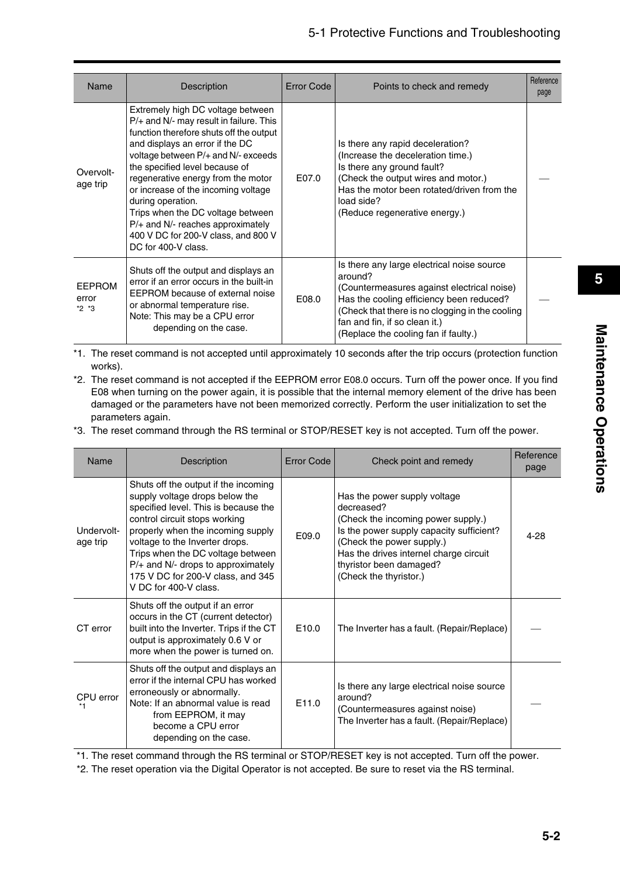| Name | Description | Error Code | Points to check and remedy | Reference page |
|---|---|---|---|---|
| Overvoltage trip | Extremely high DC voltage between P/+ and N/- may result in failure. This function therefore shuts off the output and displays an error if the DC voltage between P/+ and N/- exceeds the specified level because of regenerative energy from the motor or increase of the incoming voltage during operation.<br>Trips when the DC voltage between P/+ and N/- reaches approximately 400 V DC for 200-V class, and 800 V DC for 400-V class. | E07.0 | Is there any rapid deceleration?<br>(Increase the deceleration time.)<br>Is there any ground fault?<br>(Check the output wires and motor.)<br>Has the motor been rotated/driven from the load side?<br>(Reduce regenerative energy.) | — |
| EEPROM error *2 *3 | Shuts off the output and displays an error if an error occurs in the built-in EEPROM because of external noise or abnormal temperature rise.<br>Note: This may be a CPU error depending on the case. | E08.0 | Is there any large electrical noise source around?<br>(Countermeasures against electrical noise)<br>Has the cooling efficiency been reduced?<br>(Check that there is no clogging in the cooling fan and fin, if so clean it.)<br>(Replace the cooling fan if faulty.) | — |

*1. The reset command is not accepted until approximately 10 seconds after the trip occurs (protection function works).

*2. The reset command is not accepted if the EEPROM error E08.0 occurs. Turn off the power once. If you find E08 when turning on the power again, it is possible that the internal memory element of the drive has been damaged or the parameters have not been memorized correctly. Perform the user initialization to set the parameters again.

*3. The reset command through the RS terminal or STOP/RESET key is not accepted. Turn off the power.

| Name | Description | Error Code | Check point and remedy | Reference page |
|---|---|---|---|---|
| Undervoltage trip | Shuts off the output if the incoming supply voltage drops below the specified level. This is because the control circuit stops working properly when the incoming supply voltage to the Inverter drops.<br>Trips when the DC voltage between P/+ and N/- drops to approximately 175 V DC for 200-V class, and 345 V DC for 400-V class. | E09.0 | Has the power supply voltage decreased?<br>(Check the incoming power supply.)<br>Is the power supply capacity sufficient?<br>(Check the power supply.)<br>Has the drives internel charge circuit thyristor been damaged?<br>(Check the thyristor.) | 4-28 |
| CT error | Shuts off the output if an error occurs in the CT (current detector) built into the Inverter. Trips if the CT output is approximately 0.6 V or more when the power is turned on. | E10.0 | The Inverter has a fault. (Repair/Replace) | — |
| CPU error *1 | Shuts off the output and displays an error if the internal CPU has worked erroneously or abnormally.<br>Note: If an abnormal value is read from EEPROM, it may become a CPU error depending on the case. | E11.0 | Is there any large electrical noise source around?<br>(Countermeasures against noise)<br>The Inverter has a fault. (Repair/Replace) | — |

*1. The reset command through the RS terminal or STOP/RESET key is not accepted. Turn off the power.

*2. The reset operation via the Digital Operator is not accepted. Be sure to reset via the RS terminal.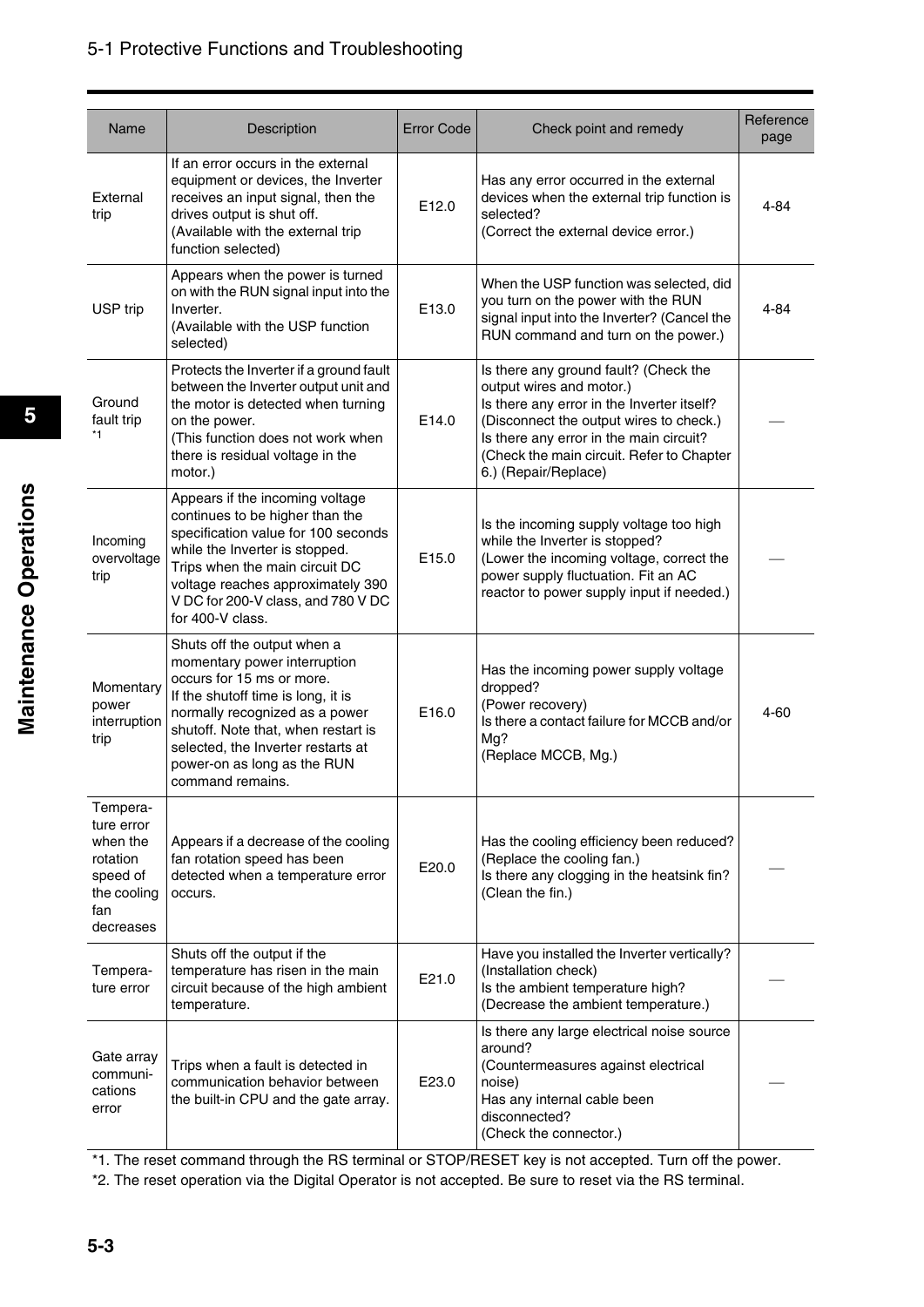| Name | Description | Error Code | Check point and remedy | Reference page |
|---|---|---|---|---|
| External trip | If an error occurs in the external equipment or devices, the Inverter receives an input signal, then the drives output is shut off. (Available with the external trip function selected) | E12.0 | Has any error occurred in the external devices when the external trip function is selected? (Correct the external device error.) | 4-84 |
| USP trip | Appears when the power is turned on with the RUN signal input into the Inverter. (Available with the USP function selected) | E13.0 | When the USP function was selected, did you turn on the power with the RUN signal input into the Inverter? (Cancel the RUN command and turn on the power.) | 4-84 |
| Ground fault trip *1 | Protects the Inverter if a ground fault between the Inverter output unit and the motor is detected when turning on the power. (This function does not work when there is residual voltage in the motor.) | E14.0 | Is there any ground fault? (Check the output wires and motor.) Is there any error in the Inverter itself? (Disconnect the output wires to check.) Is there any error in the main circuit? (Check the main circuit. Refer to Chapter 6.) (Repair/Replace) | — |
| Incoming overvoltage trip | Appears if the incoming voltage continues to be higher than the specification value for 100 seconds while the Inverter is stopped. Trips when the main circuit DC voltage reaches approximately 390 V DC for 200-V class, and 780 V DC for 400-V class. | E15.0 | Is the incoming supply voltage too high while the Inverter is stopped? (Lower the incoming voltage, correct the power supply fluctuation. Fit an AC reactor to power supply input if needed.) | — |
| Momentary power interruption trip | Shuts off the output when a momentary power interruption occurs for 15 ms or more. If the shutoff time is long, it is normally recognized as a power shutoff. Note that, when restart is selected, the Inverter restarts at power-on as long as the RUN command remains. | E16.0 | Has the incoming power supply voltage dropped? (Power recovery) Is there a contact failure for MCCB and/or Mg? (Replace MCCB, Mg.) | 4-60 |
| Temperature error when the rotation speed of the cooling fan decreases | Appears if a decrease of the cooling fan rotation speed has been detected when a temperature error occurs. | E20.0 | Has the cooling efficiency been reduced? (Replace the cooling fan.) Is there any clogging in the heatsink fin? (Clean the fin.) | — |
| Temperature error | Shuts off the output if the temperature has risen in the main circuit because of the high ambient temperature. | E21.0 | Have you installed the Inverter vertically? (Installation check) Is the ambient temperature high? (Decrease the ambient temperature.) | — |
| Gate array communications error | Trips when a fault is detected in communication behavior between the built-in CPU and the gate array. | E23.0 | Is there any large electrical noise source around? (Countermeasures against electrical noise) Has any internal cable been disconnected? (Check the connector.) | — |

*1. The reset command through the RS terminal or STOP/RESET key is not accepted. Turn off the power.

*2. The reset operation via the Digital Operator is not accepted. Be sure to reset via the RS terminal.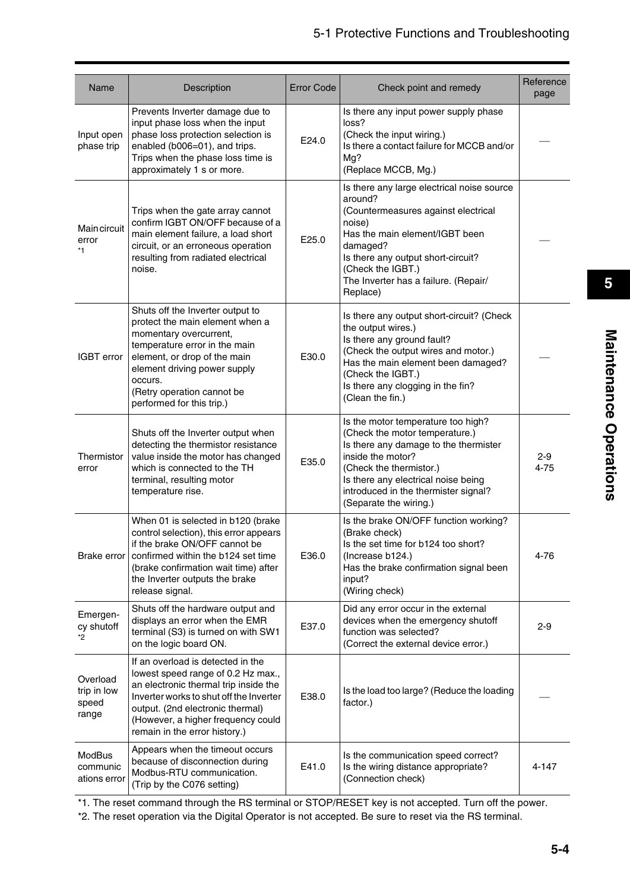| Name | Description | Error Code | Check point and remedy | Reference page |
|---|---|---|---|---|
| Input open phase trip | Prevents Inverter damage due to input phase loss when the input phase loss protection selection is enabled (b006=01), and trips. Trips when the phase loss time is approximately 1 s or more. | E24.0 | Is there any input power supply phase loss?<br>(Check the input wiring.)<br>Is there a contact failure for MCCB and/or Mg?<br>(Replace MCCB, Mg.) | — |
| Main circuit error *1 | Trips when the gate array cannot confirm IGBT ON/OFF because of a main element failure, a load short circuit, or an erroneous operation resulting from radiated electrical noise. | E25.0 | Is there any large electrical noise source around?<br>(Countermeasures against electrical noise)<br>Has the main element/IGBT been damaged?<br>Is there any output short-circuit?<br>(Check the IGBT.)<br>The Inverter has a failure. (Repair/ Replace) | — |
| IGBT error | Shuts off the Inverter output to protect the main element when a momentary overcurrent, temperature error in the main element, or drop of the main element driving power supply occurs.<br>(Retry operation cannot be performed for this trip.) | E30.0 | Is there any output short-circuit? (Check the output wires.)<br>Is there any ground fault?<br>(Check the output wires and motor.)<br>Has the main element been damaged?<br>(Check the IGBT.)<br>Is there any clogging in the fin?<br>(Clean the fin.) | — |
| Thermistor error | Shuts off the Inverter output when detecting the thermistor resistance value inside the motor has changed which is connected to the TH terminal, resulting motor temperature rise. | E35.0 | Is the motor temperature too high?<br>(Check the motor temperature.)<br>Is there any damage to the thermister inside the motor?<br>(Check the thermistor.)<br>Is there any electrical noise being introduced in the thermister signal?<br>(Separate the wiring.) | 2-9<br>4-75 |
| Brake error | When 01 is selected in b120 (brake control selection), this error appears if the brake ON/OFF cannot be confirmed within the b124 set time (brake confirmation wait time) after the Inverter outputs the brake release signal. | E36.0 | Is the brake ON/OFF function working?<br>(Brake check)<br>Is the set time for b124 too short?<br>(Increase b124.)<br>Has the brake confirmation signal been input?<br>(Wiring check) | 4-76 |
| Emergency shutoff *2 | Shuts off the hardware output and displays an error when the EMR terminal (S3) is turned on with SW1 on the logic board ON. | E37.0 | Did any error occur in the external devices when the emergency shutoff function was selected?<br>(Correct the external device error.) | 2-9 |
| Overload trip in low speed range | If an overload is detected in the lowest speed range of 0.2 Hz max., an electronic thermal trip inside the Inverter works to shut off the Inverter output. (2nd electronic thermal)<br>(However, a higher frequency could remain in the error history.) | E38.0 | Is the load too large? (Reduce the loading factor.) | — |
| ModBus communications error | Appears when the timeout occurs because of disconnection during Modbus-RTU communication.<br>(Trip by the C076 setting) | E41.0 | Is the communication speed correct?<br>Is the wiring distance appropriate?<br>(Connection check) | 4-147 |

*1. The reset command through the RS terminal or STOP/RESET key is not accepted. Turn off the power.

*2. The reset operation via the Digital Operator is not accepted. Be sure to reset via the RS terminal.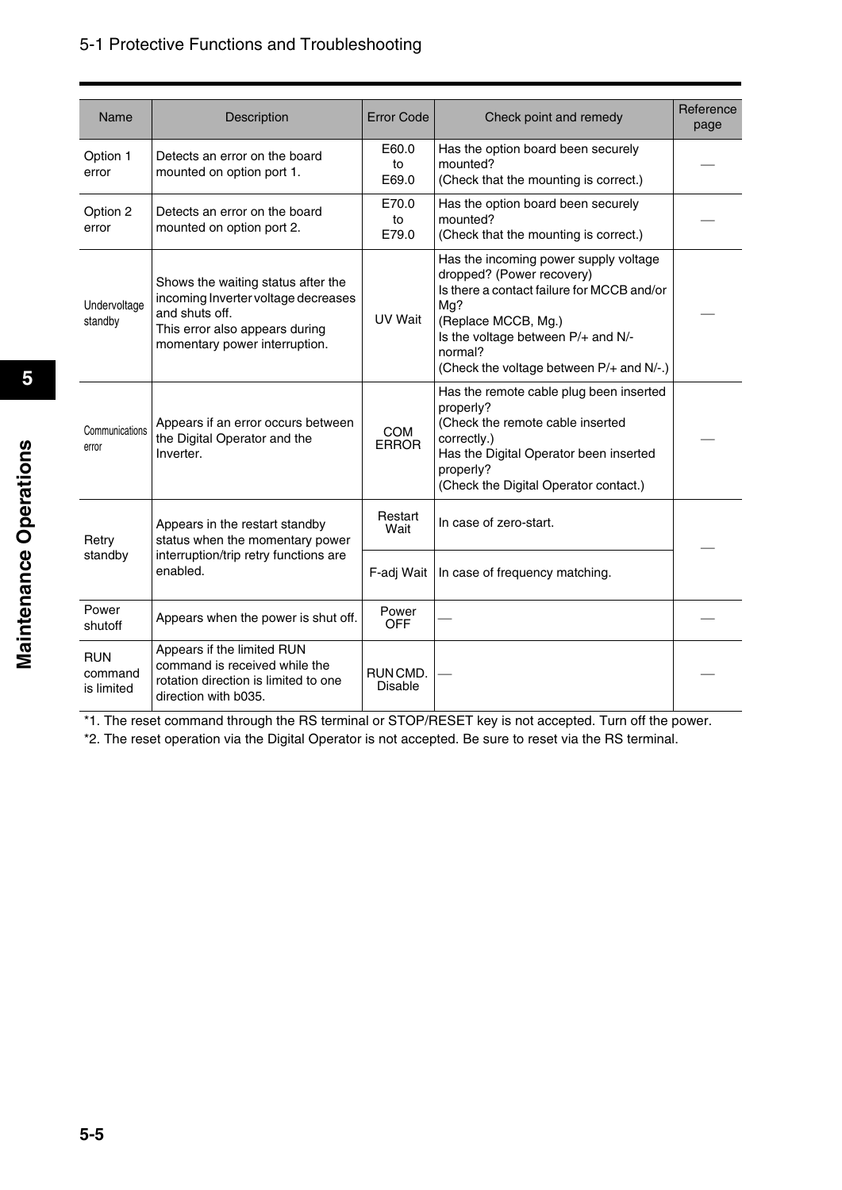| Name | Description | Error Code | Check point and remedy | Reference page |
|---|---|---|---|---|
| Option 1 error | Detects an error on the board mounted on option port 1. | E60.0 to E69.0 | Has the option board been securely mounted?<br>(Check that the mounting is correct.) | — |
| Option 2 error | Detects an error on the board mounted on option port 2. | E70.0 to E79.0 | Has the option board been securely mounted?<br>(Check that the mounting is correct.) | — |
| Undervoltage standby | Shows the waiting status after the incoming Inverter voltage decreases and shuts off.<br>This error also appears during momentary power interruption. | UV Wait | Has the incoming power supply voltage dropped? (Power recovery)<br>Is there a contact failure for MCCB and/or Mg?<br>(Replace MCCB, Mg.)<br>Is the voltage between P/+ and N/- normal?<br>(Check the voltage between P/+ and N/-.) | — |
| Communications error | Appears if an error occurs between the Digital Operator and the Inverter. | COM ERROR | Has the remote cable plug been inserted properly?<br>(Check the remote cable inserted correctly.)<br>Has the Digital Operator been inserted properly?<br>(Check the Digital Operator contact.) | — |
| Retry standby | Appears in the restart standby status when the momentary power interruption/trip retry functions are enabled. | Restart Wait | In case of zero-start. | — |
| | | F-adj Wait | In case of frequency matching. | |
| Power shutoff | Appears when the power is shut off. | Power OFF | — | — |
| RUN command is limited | Appears if the limited RUN command is received while the rotation direction is limited to one direction with b035. | RUN CMD. Disable | — | — |

*1. The reset command through the RS terminal or STOP/RESET key is not accepted. Turn off the power.

*2. The reset operation via the Digital Operator is not accepted. Be sure to reset via the RS terminal.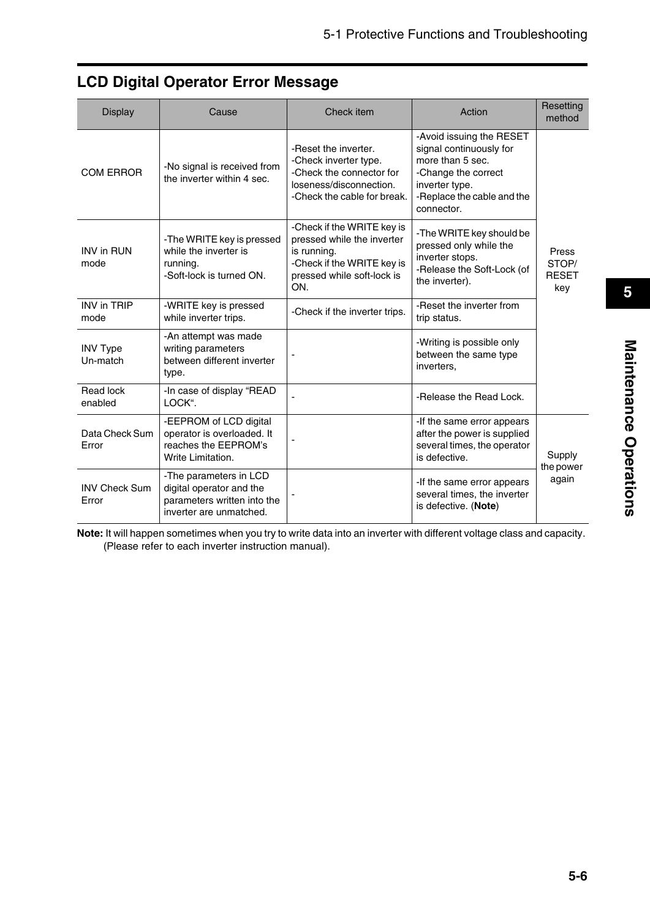## LCD Digital Operator Error Message

| Display | Cause | Check item | Action | Resetting method |
|---|---|---|---|---|
| COM ERROR | -No signal is received from the inverter within 4 sec. | -Reset the inverter.<br>-Check inverter type.<br>-Check the connector for loseness/disconnection.<br>-Check the cable for break. | -Avoid issuing the RESET signal continuously for more than 5 sec.<br>-Change the correct inverter type.<br>-Replace the cable and the connector. | Press STOP/ RESET key |
| INV in RUN mode | -The WRITE key is pressed while the inverter is running.<br>-Soft-lock is turned ON. | -Check if the WRITE key is pressed while the inverter is running.<br>-Check if the WRITE key is pressed while soft-lock is ON. | -The WRITE key should be pressed only while the inverter stops.<br>-Release the Soft-Lock (of the inverter). | Press STOP/ RESET key |
| INV in TRIP mode | -WRITE key is pressed while inverter trips. | -Check if the inverter trips. | -Reset the inverter from trip status. | Press STOP/ RESET key |
| INV Type Un-match | -An attempt was made writing parameters between different inverter type. | - | -Writing is possible only between the same type inverters, | Press STOP/ RESET key |
| Read lock enabled | -In case of display "READ LOCK". | - | -Release the Read Lock. | Press STOP/ RESET key |
| Data Check Sum Error | -EEPROM of LCD digital operator is overloaded. It reaches the EEPROM's Write Limitation. | - | -If the same error appears after the power is supplied several times, the operator is defective. | Supply the power again |
| INV Check Sum Error | -The parameters in LCD digital operator and the parameters written into the inverter are unmatched. | - | -If the same error appears several times, the inverter is defective. (**Note**) | Supply the power again |

**Note:** It will happen sometimes when you try to write data into an inverter with different voltage class and capacity. (Please refer to each inverter instruction manual).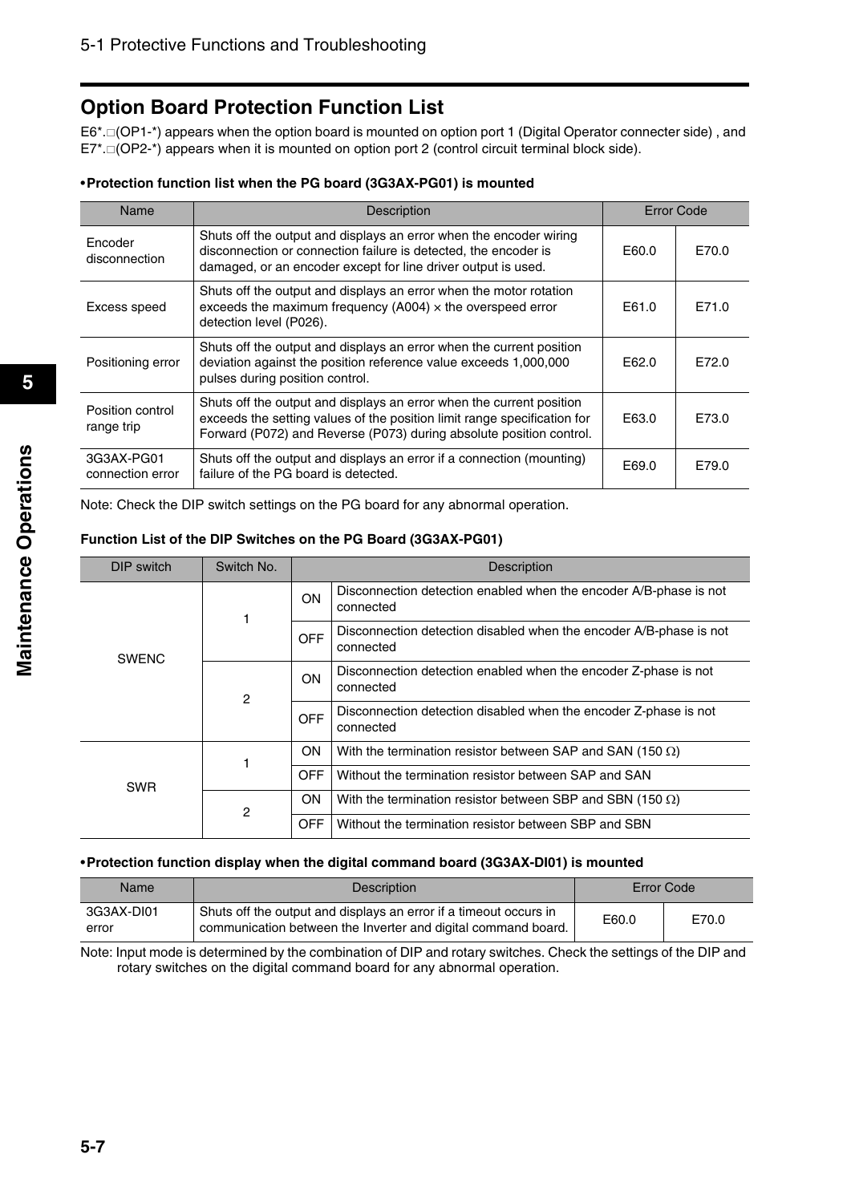## Option Board Protection Function List

E6*.□(OP1-*) appears when the option board is mounted on option port 1 (Digital Operator connecter side) , and E7*.□(OP2-*) appears when it is mounted on option port 2 (control circuit terminal block side).

**• Protection function list when the PG board (3G3AX-PG01) is mounted**

| Name | Description | Error Code | |
|---|---|---|---|
| Encoder disconnection | Shuts off the output and displays an error when the encoder wiring disconnection or connection failure is detected, the encoder is damaged, or an encoder except for line driver output is used. | E60.0 | E70.0 |
| Excess speed | Shuts off the output and displays an error when the motor rotation exceeds the maximum frequency (A004) × the overspeed error detection level (P026). | E61.0 | E71.0 |
| Positioning error | Shuts off the output and displays an error when the current position deviation against the position reference value exceeds 1,000,000 pulses during position control. | E62.0 | E72.0 |
| Position control range trip | Shuts off the output and displays an error when the current position exceeds the setting values of the position limit range specification for Forward (P072) and Reverse (P073) during absolute position control. | E63.0 | E73.0 |
| 3G3AX-PG01 connection error | Shuts off the output and displays an error if a connection (mounting) failure of the PG board is detected. | E69.0 | E79.0 |

Note: Check the DIP switch settings on the PG board for any abnormal operation.

**Function List of the DIP Switches on the PG Board (3G3AX-PG01)**

| DIP switch | Switch No. | Description | |
|---|---|---|---|
| SWENC | 1 | ON | Disconnection detection enabled when the encoder A/B-phase is not connected |
| | | OFF | Disconnection detection disabled when the encoder A/B-phase is not connected |
| | 2 | ON | Disconnection detection enabled when the encoder Z-phase is not connected |
| | | OFF | Disconnection detection disabled when the encoder Z-phase is not connected |
| SWR | 1 | ON | With the termination resistor between SAP and SAN (150 Ω) |
| | | OFF | Without the termination resistor between SAP and SAN |
| | 2 | ON | With the termination resistor between SBP and SBN (150 Ω) |
| | | OFF | Without the termination resistor between SBP and SBN |

**• Protection function display when the digital command board (3G3AX-DI01) is mounted**

| Name | Description | Error Code | |
|---|---|---|---|
| 3G3AX-DI01 error | Shuts off the output and displays an error if a timeout occurs in communication between the Inverter and digital command board. | E60.0 | E70.0 |

Note: Input mode is determined by the combination of DIP and rotary switches. Check the settings of the DIP and rotary switches on the digital command board for any abnormal operation.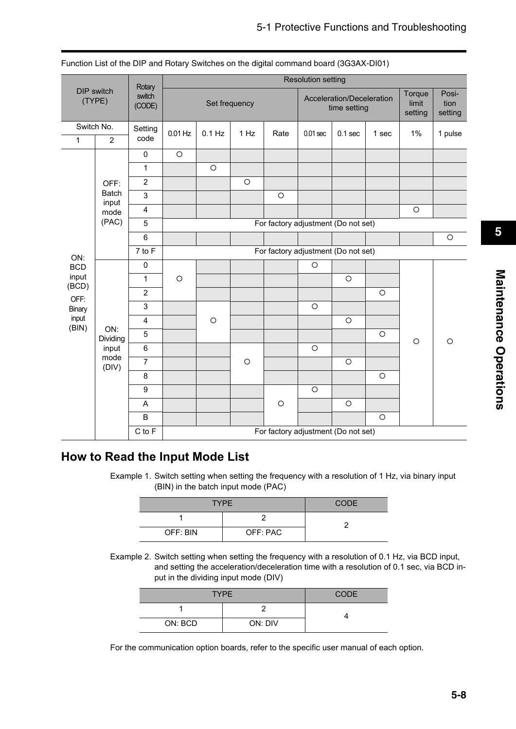Function List of the DIP and Rotary Switches on the digital command board (3G3AX-DI01)

| DIP switch (TYPE) | | Rotary switch (CODE) | Resolution setting | | | | | | | | |
|---|---|---|---|---|---|---|---|---|---|---|---|
| | | | Set frequency | | | | Acceleration/Deceleration time setting | | | Torque limit setting | Posi-tion setting |
| Switch No. | | Setting code | 0.01 Hz | 0.1 Hz | 1 Hz | Rate | 0.01 sec | 0.1 sec | 1 sec | 1% | 1 pulse |
| 1 | 2 | | | | | | | | | | |
| ON: BCD input (BCD) OFF: Binary input (BIN) | OFF: Batch input mode (PAC) | 0 | ○ | | | | | | | | |
| | | 1 | | ○ | | | | | | | |
| | | 2 | | | ○ | | | | | | |
| | | 3 | | | | ○ | | | | | |
| | | 4 | | | | | | | | ○ | |
| | | 5 | For factory adjustment (Do not set) | | | | | | | | |
| | | 6 | | | | | | | | | ○ |
| | | 7 to F | For factory adjustment (Do not set) | | | | | | | | |
| | ON: Dividing input mode (DIV) | 0 | ○ | | | | ○ | | | ○ | ○ |
| | | 1 | ○ | | | | | ○ | | ○ | ○ |
| | | 2 | ○ | | | | | | ○ | ○ | ○ |
| | | 3 | | ○ | | | ○ | | | ○ | ○ |
| | | 4 | | ○ | | | | ○ | | ○ | ○ |
| | | 5 | | ○ | | | | | ○ | ○ | ○ |
| | | 6 | | | ○ | | ○ | | | ○ | ○ |
| | | 7 | | | ○ | | | ○ | | ○ | ○ |
| | | 8 | | | ○ | | | | ○ | ○ | ○ |
| | | 9 | | | | ○ | ○ | | | ○ | ○ |
| | | A | | | | ○ | | ○ | | ○ | ○ |
| | | B | | | | ○ | | | ○ | ○ | ○ |
| | | C to F | For factory adjustment (Do not set) | | | | | | | | |

## How to Read the Input Mode List

Example 1. Switch setting when setting the frequency with a resolution of 1 Hz, via binary input (BIN) in the batch input mode (PAC)

| TYPE | | CODE |
|---|---|---|
| 1 | 2 | 2 |
| OFF: BIN | OFF: PAC | |

Example 2. Switch setting when setting the frequency with a resolution of 0.1 Hz, via BCD input, and setting the acceleration/deceleration time with a resolution of 0.1 sec, via BCD input in the dividing input mode (DIV)

| TYPE | | CODE |
|---|---|---|
| 1 | 2 | 4 |
| ON: BCD | ON: DIV | |

For the communication option boards, refer to the specific user manual of each option.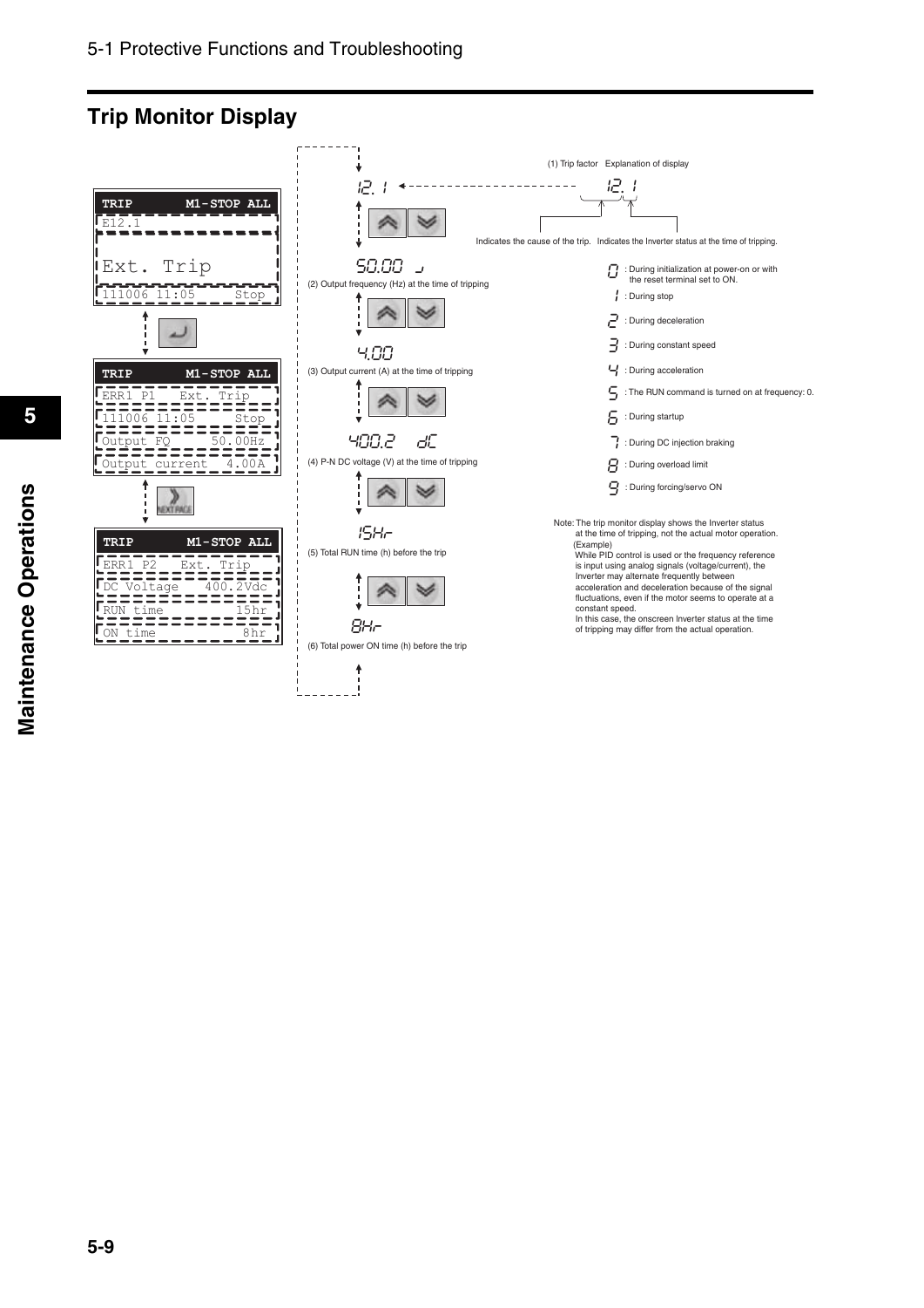## Trip Monitor Display

| TRIP | M1-STOP ALL |
|---|---|
| E12.1 | |
| Ext. Trip | |
| 111006 11:05 | Stop |

| TRIP | M1-STOP ALL |
|---|---|
| ERR1 P1 | Ext. Trip |
| 111006 11:05 | Stop |
| Output FQ | 50.00Hz |
| Output current | 4.00A |

| TRIP | M1-STOP ALL |
|---|---|
| ERR1 P2 | Ext. Trip |
| DC Voltage | 400.2Vdc |
| RUN time | 15hr |
| ON time | 8hr |

12. 1

50.00

(2) Output frequency (Hz) at the time of tripping

4.00

(3) Output current (A) at the time of tripping

400.2 dC

(4) P-N DC voltage (V) at the time of tripping

15Hr

(5) Total RUN time (h) before the trip

8Hr

(6) Total power ON time (h) before the trip

(1) Trip factor  Explanation of display

12. 1

Indicates the cause of the trip. Indicates the Inverter status at the time of tripping.

- 0 : During initialization at power-on or with the reset terminal set to ON.
- 1 : During stop
- 2 : During deceleration
- 3 : During constant speed
- 4 : During acceleration
- 5 : The RUN command is turned on at frequency: 0.
- 6 : During startup
- 7 : During DC injection braking
- 8 : During overload limit
- 9 : During forcing/servo ON

Note: The trip monitor display shows the Inverter status at the time of tripping, not the actual motor operation.
(Example)
While PID control is used or the frequency reference is input using analog signals (voltage/current), the Inverter may alternate frequently between acceleration and deceleration because of the signal fluctuations, even if the motor seems to operate at a constant speed.
In this case, the onscreen Inverter status at the time of tripping may differ from the actual operation.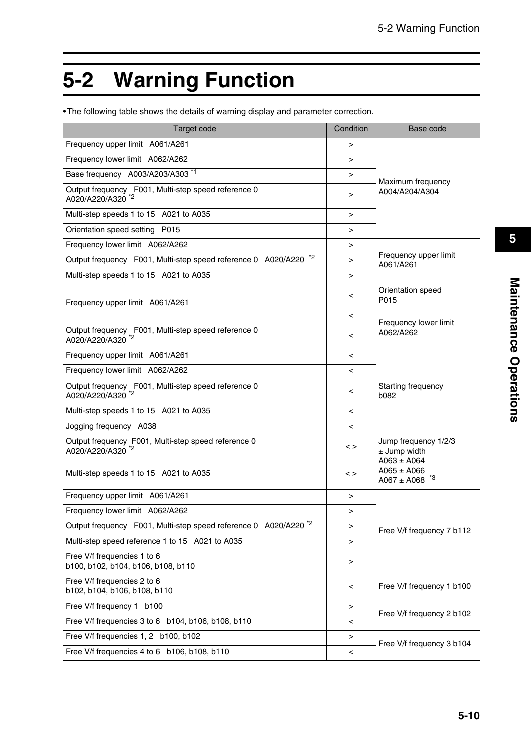# 5-2 Warning Function

- The following table shows the details of warning display and parameter correction.

| Target code | Condition | Base code |
|---|---|---|
| Frequency upper limit A061/A261 | > | Maximum frequency A004/A204/A304 |
| Frequency lower limit A062/A262 | > | |
| Base frequency A003/A203/A303 [*1] | > | |
| Output frequency F001, Multi-step speed reference 0 A020/A220/A320 [*2] | > | |
| Multi-step speeds 1 to 15 A021 to A035 | > | |
| Orientation speed setting P015 | > | |
| Frequency lower limit A062/A262 | > | Frequency upper limit A061/A261 |
| Output frequency F001, Multi-step speed reference 0 A020/A220 [*2] | > | |
| Multi-step speeds 1 to 15 A021 to A035 | > | |
| Frequency upper limit A061/A261 | < | Orientation speed P015 |
| | < | Frequency lower limit A062/A262 |
| Output frequency F001, Multi-step speed reference 0 A020/A220/A320 [*2] | < | |
| Frequency upper limit A061/A261 | < | Starting frequency b082 |
| Frequency lower limit A062/A262 | < | |
| Output frequency F001, Multi-step speed reference 0 A020/A220/A320 [*2] | < | |
| Multi-step speeds 1 to 15 A021 to A035 | < | |
| Jogging frequency A038 | < | |
| Output frequency F001, Multi-step speed reference 0 A020/A220/A320 [*2] | < > | Jump frequency 1/2/3 ± Jump width A063 ± A064 A065 ± A066 A067 ± A068 [*3] |
| Multi-step speeds 1 to 15 A021 to A035 | < > | |
| Frequency upper limit A061/A261 | > | Free V/f frequency 7 b112 |
| Frequency lower limit A062/A262 | > | |
| Output frequency F001, Multi-step speed reference 0 A020/A220 [*2] | > | |
| Multi-step speed reference 1 to 15 A021 to A035 | > | |
| Free V/f frequencies 1 to 6 b100, b102, b104, b106, b108, b110 | > | |
| Free V/f frequencies 2 to 6 b102, b104, b106, b108, b110 | < | Free V/f frequency 1 b100 |
| Free V/f frequency 1 b100 | > | Free V/f frequency 2 b102 |
| Free V/f frequencies 3 to 6 b104, b106, b108, b110 | < | |
| Free V/f frequencies 1, 2 b100, b102 | > | Free V/f frequency 3 b104 |
| Free V/f frequencies 4 to 6 b106, b108, b110 | < | |